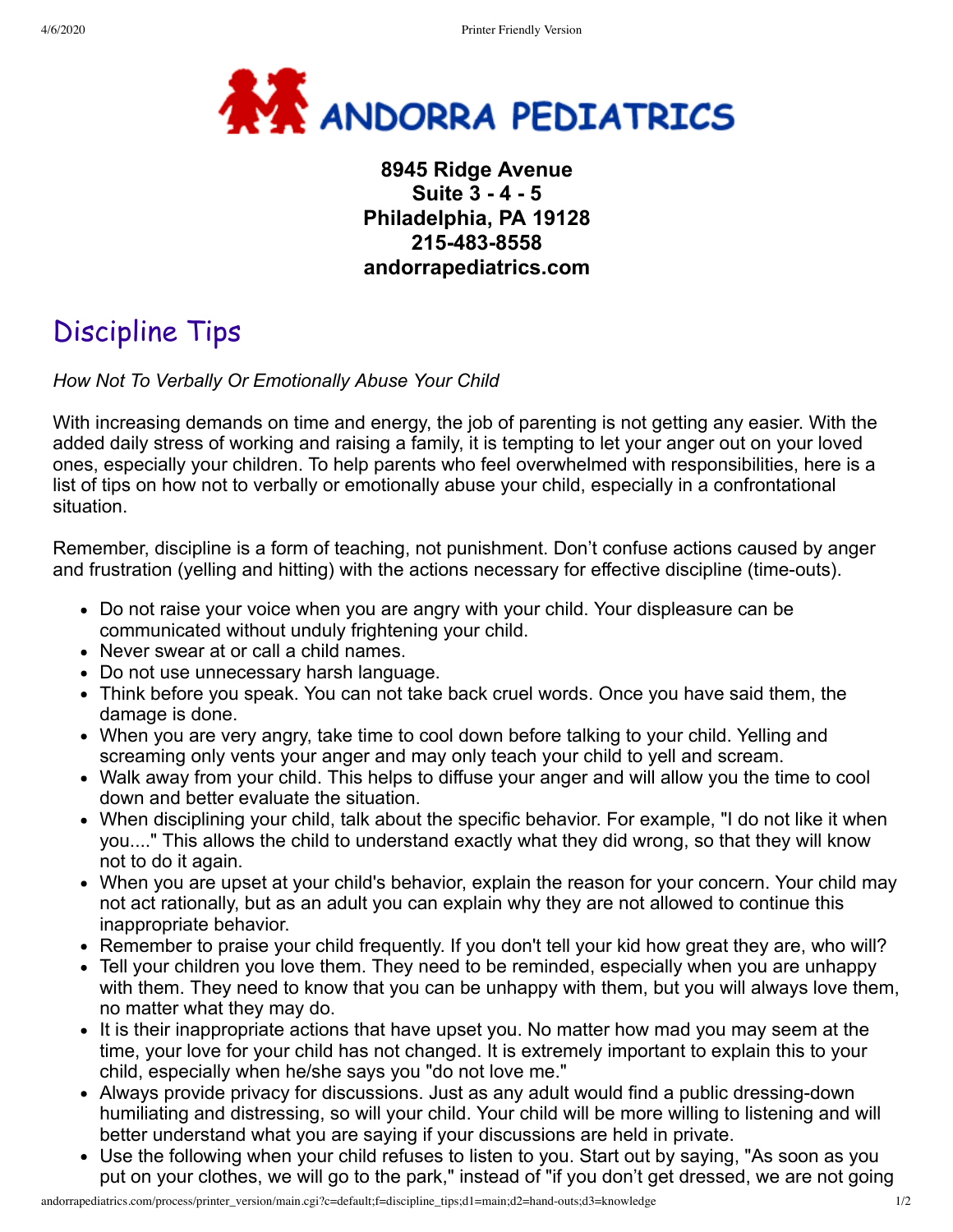# ANDORRA PEDIATRICS

**8945 Ridge Avenue**
**Suite 3 - 4 - 5**
**Philadelphia, PA 19128**
**215-483-8558**
**andorrapediatrics.com**

## Discipline Tips

*How Not To Verbally Or Emotionally Abuse Your Child*

With increasing demands on time and energy, the job of parenting is not getting any easier. With the added daily stress of working and raising a family, it is tempting to let your anger out on your loved ones, especially your children. To help parents who feel overwhelmed with responsibilities, here is a list of tips on how not to verbally or emotionally abuse your child, especially in a confrontational situation.

Remember, discipline is a form of teaching, not punishment. Don't confuse actions caused by anger and frustration (yelling and hitting) with the actions necessary for effective discipline (time-outs).

- Do not raise your voice when you are angry with your child. Your displeasure can be communicated without unduly frightening your child.
- Never swear at or call a child names.
- Do not use unnecessary harsh language.
- Think before you speak. You can not take back cruel words. Once you have said them, the damage is done.
- When you are very angry, take time to cool down before talking to your child. Yelling and screaming only vents your anger and may only teach your child to yell and scream.
- Walk away from your child. This helps to diffuse your anger and will allow you the time to cool down and better evaluate the situation.
- When disciplining your child, talk about the specific behavior. For example, "I do not like it when you...." This allows the child to understand exactly what they did wrong, so that they will know not to do it again.
- When you are upset at your child's behavior, explain the reason for your concern. Your child may not act rationally, but as an adult you can explain why they are not allowed to continue this inappropriate behavior.
- Remember to praise your child frequently. If you don't tell your kid how great they are, who will?
- Tell your children you love them. They need to be reminded, especially when you are unhappy with them. They need to know that you can be unhappy with them, but you will always love them, no matter what they may do.
- It is their inappropriate actions that have upset you. No matter how mad you may seem at the time, your love for your child has not changed. It is extremely important to explain this to your child, especially when he/she says you "do not love me."
- Always provide privacy for discussions. Just as any adult would find a public dressing-down humiliating and distressing, so will your child. Your child will be more willing to listening and will better understand what you are saying if your discussions are held in private.
- Use the following when your child refuses to listen to you. Start out by saying, "As soon as you put on your clothes, we will go to the park," instead of "if you don't get dressed, we are not going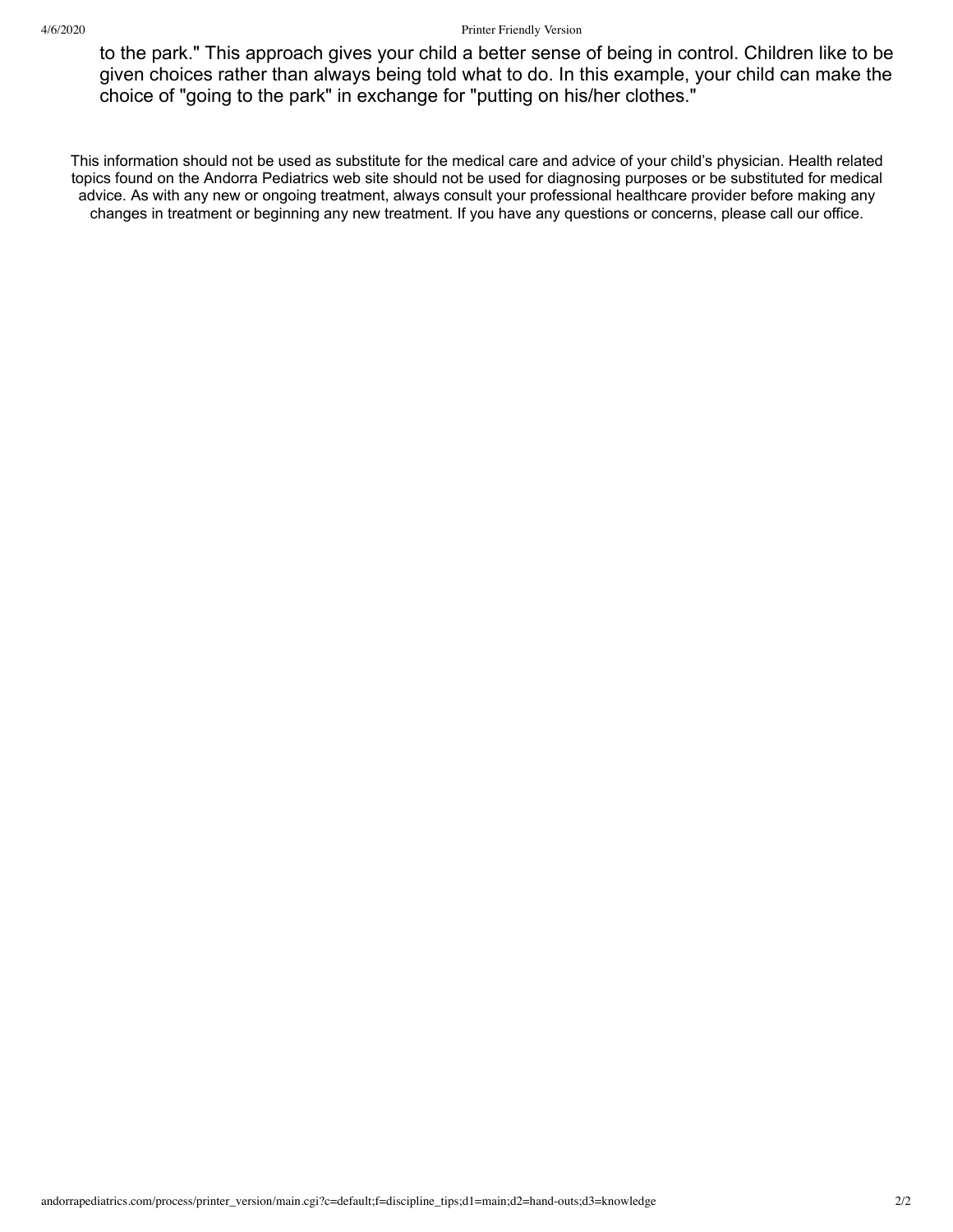to the park." This approach gives your child a better sense of being in control. Children like to be given choices rather than always being told what to do. In this example, your child can make the choice of "going to the park" in exchange for "putting on his/her clothes."

This information should not be used as substitute for the medical care and advice of your child's physician. Health related topics found on the Andorra Pediatrics web site should not be used for diagnosing purposes or be substituted for medical advice. As with any new or ongoing treatment, always consult your professional healthcare provider before making any changes in treatment or beginning any new treatment. If you have any questions or concerns, please call our office.